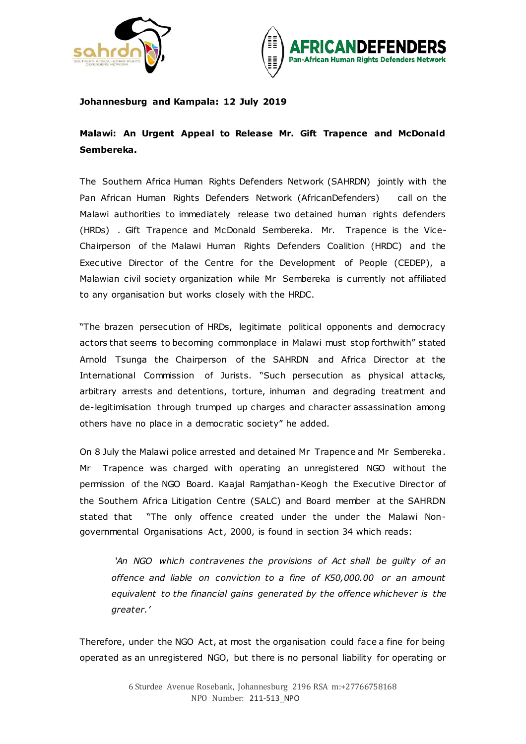**Johannesburg and Kampala: 12 July 2019**

**Malawi: An Urgent Appeal to Release Mr. Gift Trapence and McDonald Sembereka.**

The Southern Africa Human Rights Defenders Network (SAHRDN) jointly with the Pan African Human Rights Defenders Network (AfricanDefenders) call on the Malawi authorities to immediately release two detained human rights defenders (HRDs) . Gift Trapence and McDonald Sembereka. Mr. Trapence is the Vice-Chairperson of the Malawi Human Rights Defenders Coalition (HRDC) and the Executive Director of the Centre for the Development of People (CEDEP), a Malawian civil society organization while Mr Sembereka is currently not affiliated to any organisation but works closely with the HRDC.

"The brazen persecution of HRDs, legitimate political opponents and democracy actors that seems to becoming commonplace in Malawi must stop forthwith" stated Arnold Tsunga the Chairperson of the SAHRDN and Africa Director at the International Commission of Jurists. "Such persecution as physical attacks, arbitrary arrests and detentions, torture, inhuman and degrading treatment and de-legitimisation through trumped up charges and character assassination among others have no place in a democratic society" he added.

On 8 July the Malawi police arrested and detained Mr Trapence and Mr Sembereka. Mr Trapence was charged with operating an unregistered NGO without the permission of the NGO Board. Kaajal Ramjathan-Keogh the Executive Director of the Southern Africa Litigation Centre (SALC) and Board member at the SAHRDN stated that "The only offence created under the under the Malawi Non-governmental Organisations Act, 2000, is found in section 34 which reads:

> *'An NGO which contravenes the provisions of Act shall be guilty of an offence and liable on conviction to a fine of K50,000.00 or an amount equivalent to the financial gains generated by the offence whichever is the greater.'*

Therefore, under the NGO Act, at most the organisation could face a fine for being operated as an unregistered NGO, but there is no personal liability for operating or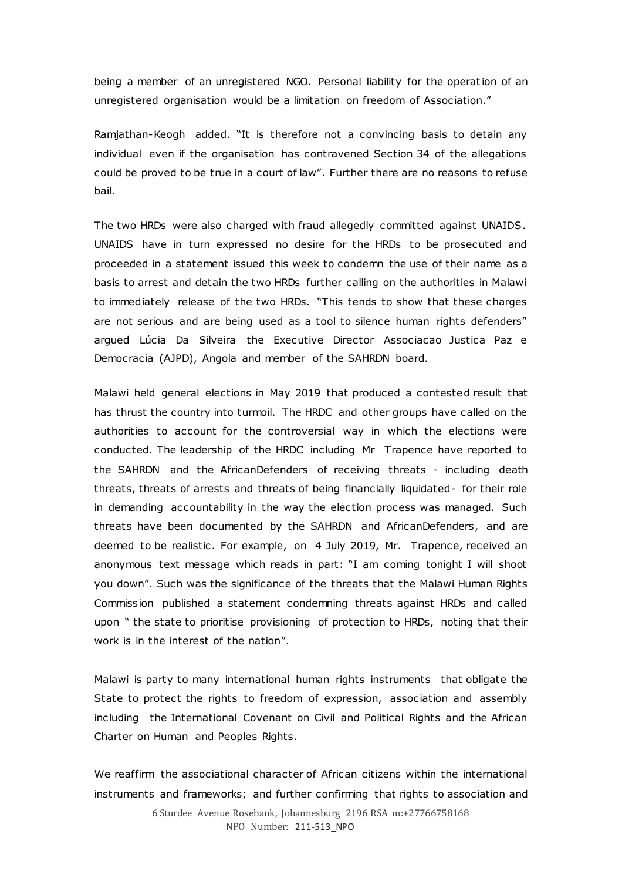being a member of an unregistered NGO. Personal liability for the operation of an unregistered organisation would be a limitation on freedom of Association."

Ramjathan-Keogh added. "It is therefore not a convincing basis to detain any individual even if the organisation has contravened Section 34 of the allegations could be proved to be true in a court of law". Further there are no reasons to refuse bail.

The two HRDs were also charged with fraud allegedly committed against UNAIDS. UNAIDS have in turn expressed no desire for the HRDs to be prosecuted and proceeded in a statement issued this week to condemn the use of their name as a basis to arrest and detain the two HRDs further calling on the authorities in Malawi to immediately release of the two HRDs. "This tends to show that these charges are not serious and are being used as a tool to silence human rights defenders" argued Lúcia Da Silveira the Executive Director Associacao Justica Paz e Democracia (AJPD), Angola and member of the SAHRDN board.

Malawi held general elections in May 2019 that produced a contested result that has thrust the country into turmoil. The HRDC and other groups have called on the authorities to account for the controversial way in which the elections were conducted. The leadership of the HRDC including Mr Trapence have reported to the SAHRDN and the AfricanDefenders of receiving threats - including death threats, threats of arrests and threats of being financially liquidated- for their role in demanding accountability in the way the election process was managed. Such threats have been documented by the SAHRDN and AfricanDefenders, and are deemed to be realistic. For example, on 4 July 2019, Mr. Trapence, received an anonymous text message which reads in part: "I am coming tonight I will shoot you down". Such was the significance of the threats that the Malawi Human Rights Commission published a statement condemning threats against HRDs and called upon " the state to prioritise provisioning of protection to HRDs, noting that their work is in the interest of the nation".

Malawi is party to many international human rights instruments that obligate the State to protect the rights to freedom of expression, association and assembly including the International Covenant on Civil and Political Rights and the African Charter on Human and Peoples Rights.

We reaffirm the associational character of African citizens within the international instruments and frameworks; and further confirming that rights to association and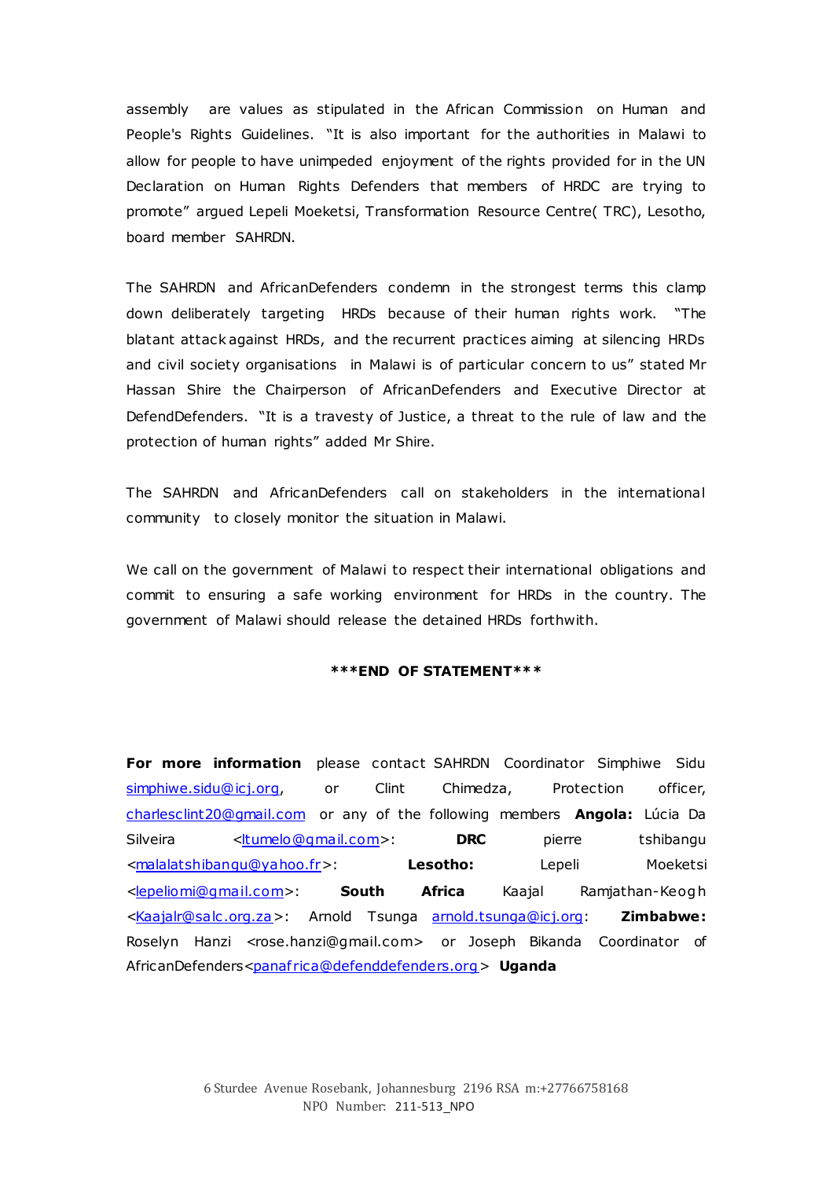assembly are values as stipulated in the African Commission on Human and People's Rights Guidelines. "It is also important for the authorities in Malawi to allow for people to have unimpeded enjoyment of the rights provided for in the UN Declaration on Human Rights Defenders that members of HRDC are trying to promote" argued Lepeli Moeketsi, Transformation Resource Centre( TRC), Lesotho, board member SAHRDN.

The SAHRDN and AfricanDefenders condemn in the strongest terms this clamp down deliberately targeting HRDs because of their human rights work. "The blatant attack against HRDs, and the recurrent practices aiming at silencing HRDs and civil society organisations in Malawi is of particular concern to us" stated Mr Hassan Shire the Chairperson of AfricanDefenders and Executive Director at DefendDefenders. "It is a travesty of Justice, a threat to the rule of law and the protection of human rights" added Mr Shire.

The SAHRDN and AfricanDefenders call on stakeholders in the international community to closely monitor the situation in Malawi.

We call on the government of Malawi to respect their international obligations and commit to ensuring a safe working environment for HRDs in the country. The government of Malawi should release the detained HRDs forthwith.

**\*\*\*END OF STATEMENT\*\*\***

**For more information** please contact SAHRDN Coordinator Simphiwe Sidu simphiwe.sidu@icj.org, or Clint Chimedza, Protection officer, charlesclint20@gmail.com or any of the following members **Angola:** Lúcia Da Silveira <ltumelo@gmail.com>: **DRC** pierre tshibangu <malalatshibangu@yahoo.fr>: **Lesotho:** Lepeli Moeketsi <lepeliomi@gmail.com>: **South Africa** Kaajal Ramjathan-Keogh <Kaajalr@salc.org.za>: Arnold Tsunga arnold.tsunga@icj.org: **Zimbabwe:** Roselyn Hanzi <rose.hanzi@gmail.com> or Joseph Bikanda Coordinator of AfricanDefenders<panafrica@defenddefenders.org> **Uganda**

6 Sturdee Avenue Rosebank, Johannesburg 2196 RSA m:+27766758168
NPO Number: 211-513_NPO